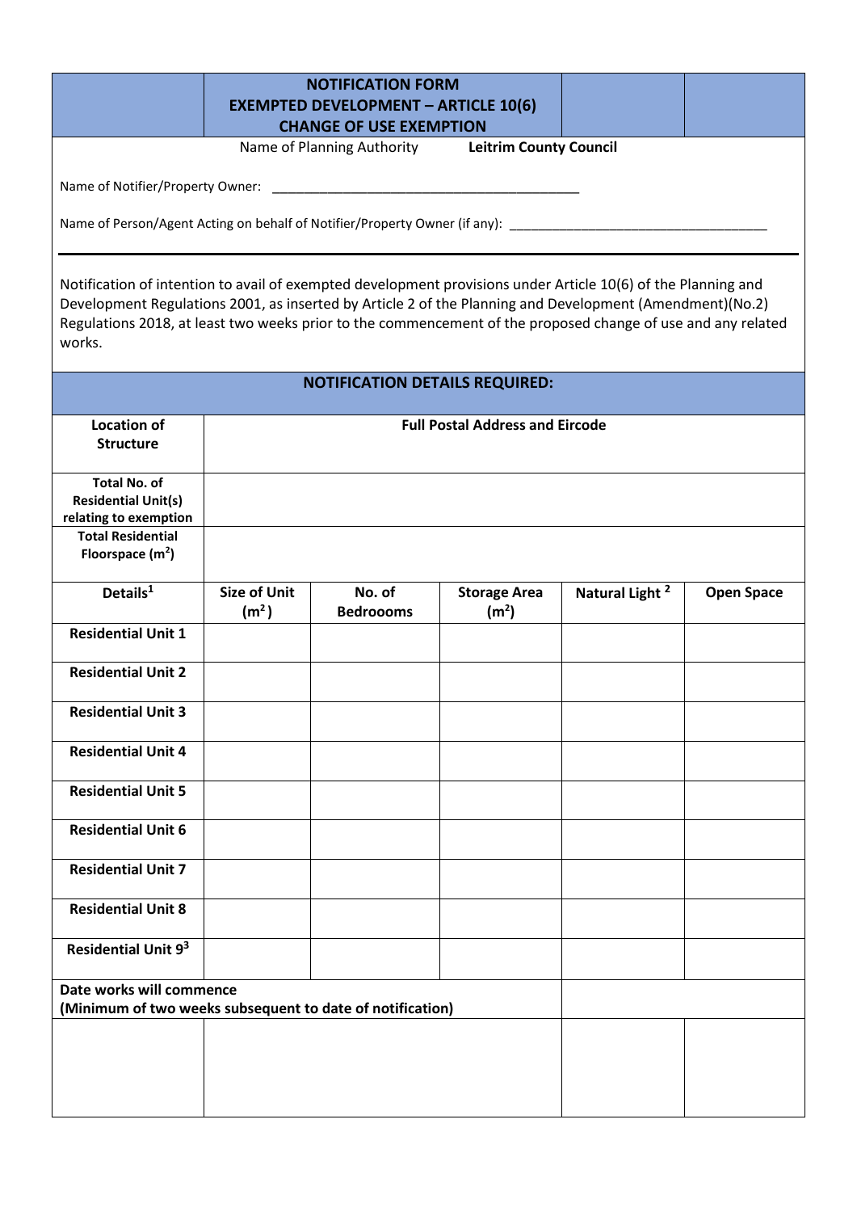# NOTIFICATION FORM
## EXEMPTED DEVELOPMENT – ARTICLE 10(6)
## CHANGE OF USE EXEMPTION

Name of Planning Authority **Leitrim County Council**

Name of Notifier/Property Owner: ____________________________________________

Name of Person/Agent Acting on behalf of Notifier/Property Owner (if any): ____________________________________

---

Notification of intention to avail of exempted development provisions under Article 10(6) of the Planning and Development Regulations 2001, as inserted by Article 2 of the Planning and Development (Amendment)(No.2) Regulations 2018, at least two weeks prior to the commencement of the proposed change of use and any related works.

## NOTIFICATION DETAILS REQUIRED:

| **Location of Structure** | **Full Postal Address and Eircode** | | | | |
|---|---|---|---|---|---|
| **Total No. of Residential Unit(s) relating to exemption** | | | | | |
| **Total Residential Floorspace ($m^2$)** | | | | | |
| **Details**[1] | **Size of Unit ($m^2$)** | **No. of Bedroooms** | **Storage Area ($m^2$)** | **Natural Light** [2] | **Open Space** |
| **Residential Unit 1** | | | | | |
| **Residential Unit 2** | | | | | |
| **Residential Unit 3** | | | | | |
| **Residential Unit 4** | | | | | |
| **Residential Unit 5** | | | | | |
| **Residential Unit 6** | | | | | |
| **Residential Unit 7** | | | | | |
| **Residential Unit 8** | | | | | |
| **Residential Unit 9**[3] | | | | | |
| **Date works will commence (Minimum of two weeks subsequent to date of notification)** | | | | | |
| | | | | | |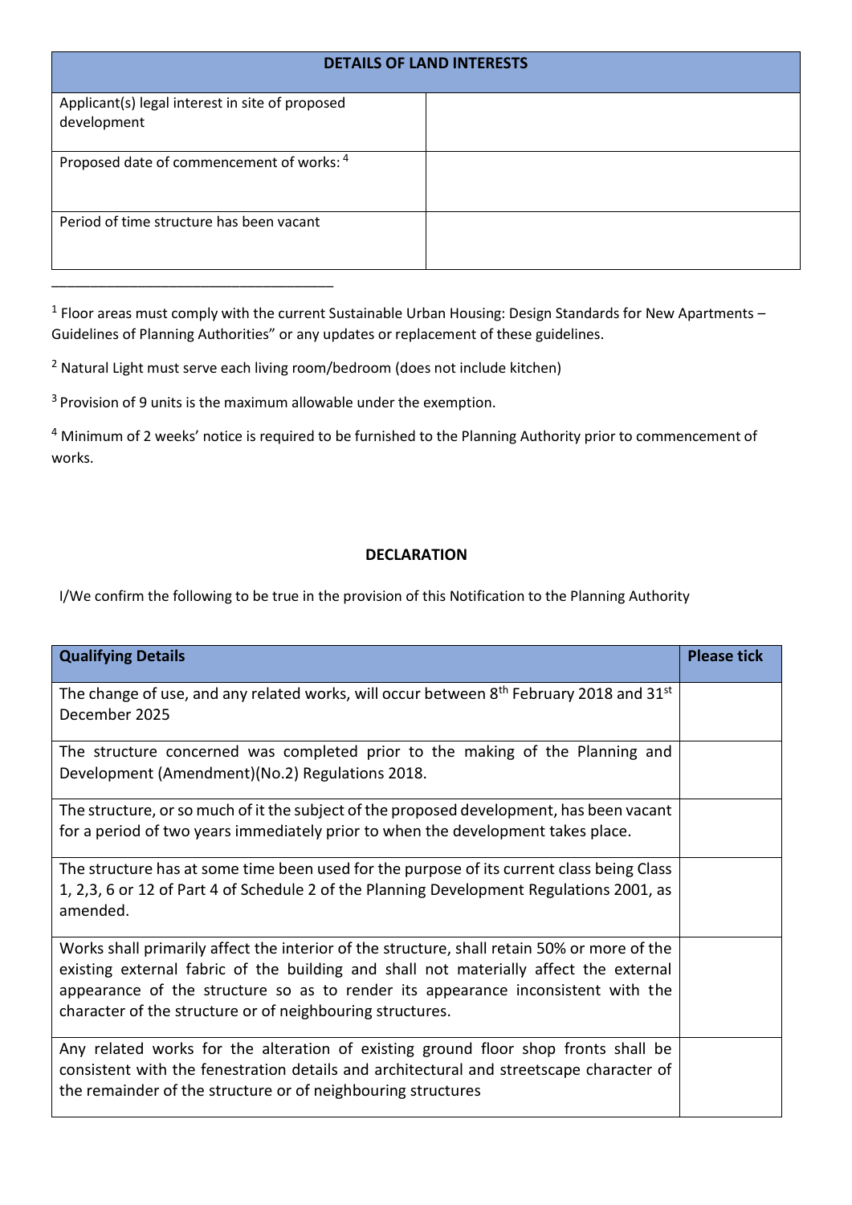| DETAILS OF LAND INTERESTS | |
|---|---|
| Applicant(s) legal interest in site of proposed development | |
| Proposed date of commencement of works: [4] | |
| Period of time structure has been vacant | |

[1] Floor areas must comply with the current Sustainable Urban Housing: Design Standards for New Apartments – Guidelines of Planning Authorities" or any updates or replacement of these guidelines.

[2] Natural Light must serve each living room/bedroom (does not include kitchen)

[3] Provision of 9 units is the maximum allowable under the exemption.

[4] Minimum of 2 weeks' notice is required to be furnished to the Planning Authority prior to commencement of works.

## DECLARATION

I/We confirm the following to be true in the provision of this Notification to the Planning Authority

| Qualifying Details | Please tick |
|---|---|
| The change of use, and any related works, will occur between 8th February 2018 and 31st December 2025 | |
| The structure concerned was completed prior to the making of the Planning and Development (Amendment)(No.2) Regulations 2018. | |
| The structure, or so much of it the subject of the proposed development, has been vacant for a period of two years immediately prior to when the development takes place. | |
| The structure has at some time been used for the purpose of its current class being Class 1, 2,3, 6 or 12 of Part 4 of Schedule 2 of the Planning Development Regulations 2001, as amended. | |
| Works shall primarily affect the interior of the structure, shall retain 50% or more of the existing external fabric of the building and shall not materially affect the external appearance of the structure so as to render its appearance inconsistent with the character of the structure or of neighbouring structures. | |
| Any related works for the alteration of existing ground floor shop fronts shall be consistent with the fenestration details and architectural and streetscape character of the remainder of the structure or of neighbouring structures | |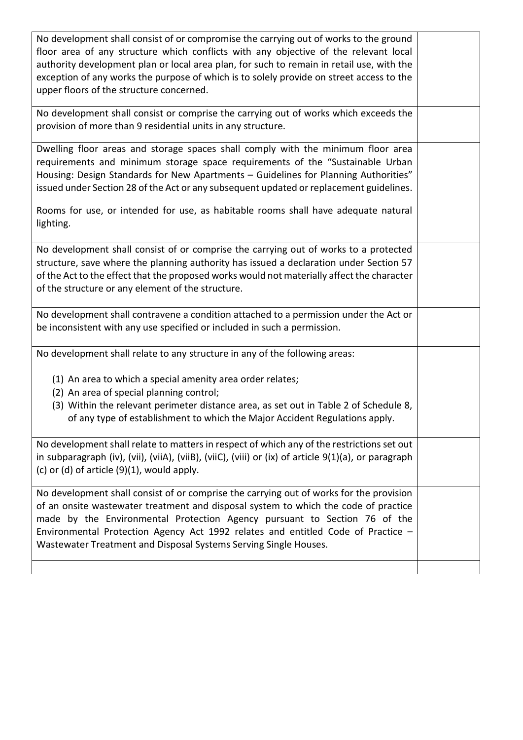| | |
|---|---|
| No development shall consist of or compromise the carrying out of works to the ground floor area of any structure which conflicts with any objective of the relevant local authority development plan or local area plan, for such to remain in retail use, with the exception of any works the purpose of which is to solely provide on street access to the upper floors of the structure concerned. | |
| No development shall consist or comprise the carrying out of works which exceeds the provision of more than 9 residential units in any structure. | |
| Dwelling floor areas and storage spaces shall comply with the minimum floor area requirements and minimum storage space requirements of the "Sustainable Urban Housing: Design Standards for New Apartments – Guidelines for Planning Authorities" issued under Section 28 of the Act or any subsequent updated or replacement guidelines. | |
| Rooms for use, or intended for use, as habitable rooms shall have adequate natural lighting. | |
| No development shall consist of or comprise the carrying out of works to a protected structure, save where the planning authority has issued a declaration under Section 57 of the Act to the effect that the proposed works would not materially affect the character of the structure or any element of the structure. | |
| No development shall contravene a condition attached to a permission under the Act or be inconsistent with any use specified or included in such a permission. | |
| No development shall relate to any structure in any of the following areas:<br><br>(1) An area to which a special amenity area order relates;<br>(2) An area of special planning control;<br>(3) Within the relevant perimeter distance area, as set out in Table 2 of Schedule 8, of any type of establishment to which the Major Accident Regulations apply. | |
| No development shall relate to matters in respect of which any of the restrictions set out in subparagraph (iv), (vii), (viiA), (viiB), (viiC), (viii) or (ix) of article 9(1)(a), or paragraph (c) or (d) of article (9)(1), would apply. | |
| No development shall consist of or comprise the carrying out of works for the provision of an onsite wastewater treatment and disposal system to which the code of practice made by the Environmental Protection Agency pursuant to Section 76 of the Environmental Protection Agency Act 1992 relates and entitled Code of Practice – Wastewater Treatment and Disposal Systems Serving Single Houses. | |
| | |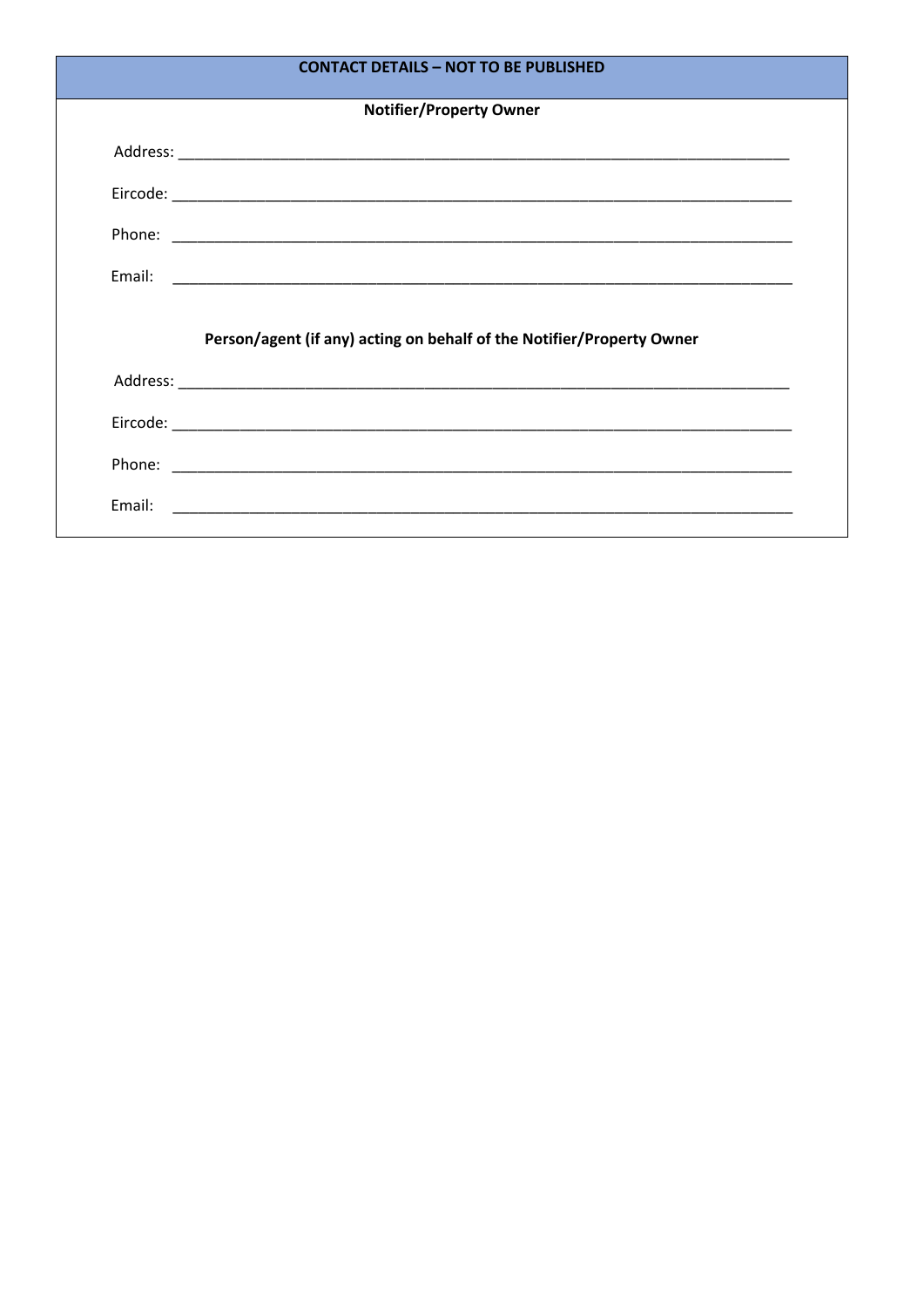## CONTACT DETAILS – NOT TO BE PUBLISHED

**Notifier/Property Owner**

Address: ___________________________________________________________________________

Eircode: ___________________________________________________________________________

Phone: ___________________________________________________________________________

Email: ___________________________________________________________________________

**Person/agent (if any) acting on behalf of the Notifier/Property Owner**

Address: ___________________________________________________________________________

Eircode: ___________________________________________________________________________

Phone: ___________________________________________________________________________

Email: ___________________________________________________________________________